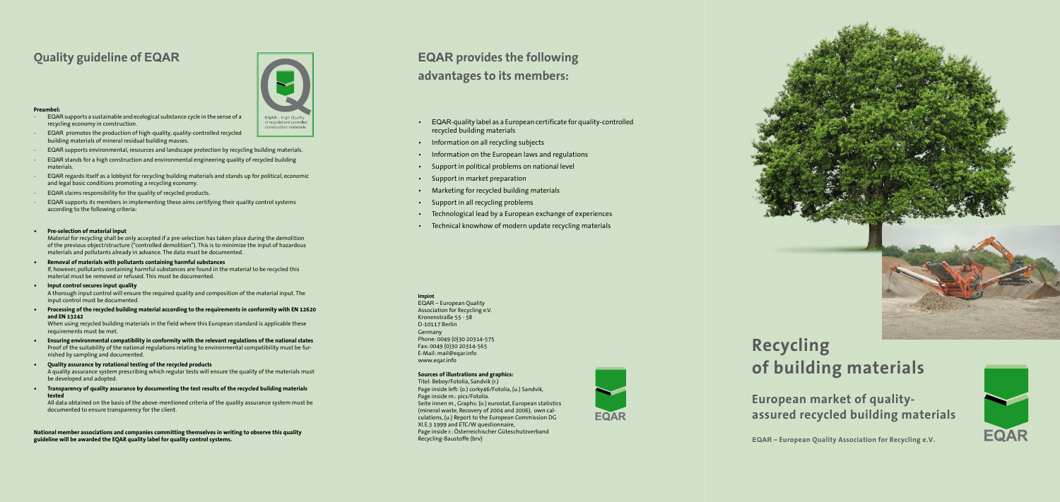## Quality guideline of EQAR

EQAR - High Quality of recycled and controlled construction materials

**Preambel:**

- EQAR supports a sustainable and ecological substance cycle in the sense of a recycling economy in construction.
- EQAR promotes the production of high-quality, quality-controlled recycled building materials of mineral residual building masses.
- EQAR supports environmental, resources and landscape protection by recycling building materials.
- EQAR stands for a high construction and environmental engineering quality of recycled building materials.
- EQAR regards itself as a lobbyist for recycling building materials and stands up for political, economic and legal basic conditions promoting a recycling economy.
- EQAR claims responsibility for the quality of recycled products.
- EQAR supports its members in implementing these aims certifying their quality control systems according to the following criteria:

- **Pre-selection of material input**
  Material for recycling shall be only accepted if a pre-selection has taken place during the demolition of the previous object/structure ("controlled demolition"). This is to minimize the input of hazardous materials and pollutants already in advance. The data must be documented.
- **Removal of materials with pollutants containing harmful substances**
  If, however, pollutants containing harmful substances are found in the material to be recycled this material must be removed or refused. This must be documented.
- **Input control secures input quality**
  A thorough input control will ensure the required quality and composition of the material input. The input control must be documented.
- **Processing of the recycled building material according to the requirements in conformity with EN 12620 and EN 13242**
  When using recycled building materials in the field where this European standard is applicable these requirements must be met.
- **Ensuring environmental compatibility in conformity with the relevant regulations of the national states**
  Proof of the suitability of the national regulations relating to environmental compatibility must be furnished by sampling and documented.
- **Quality assurance by rotational testing of the recycled products**
  A quality assurance system prescribing which regular tests will ensure the quality of the materials must be developed and adopted.
- **Transparency of quality assurance by documenting the test results of the recycled building materials tested**
  All data obtained on the basis of the above-mentioned criteria of the quality assurance system must be documented to ensure transparency for the client.

**National member associations and companies committing themselves in writing to observe this quality guideline will be awarded the EQAR quality label for quality control systems.**

## EQAR provides the following advantages to its members:

- EQAR-quality label as a European certificate for quality-controlled recycled building materials
- Information on all recycling subjects
- Information on the European laws and regulations
- Support in political problems on national level
- Support in market preparation
- Marketing for recycled building materials
- Support in all recycling problems
- Technological lead by a European exchange of experiences
- Technical knowhow of modern update recycling materials

**Impint**
EQAR – European Quality Association for Recycling e.V.
Kronenstraße 55 - 58
D-10117 Berlin
Germany
Phone: 0049 (0)30 20314-575
Fax: 0049 (0)30 20314-565
E-Mail: mail@eqar.info
www.eqar.info

**Sources of illustrations and graphics:**
Titel: Beboy/Fotolia, Sandvik (r.)
Page inside left: (o.) corky46/Fotolia, (u.) Sandvik,
Page inside m.: pics/Fotolia.
Seite innen m., Graphs: (o.) eurostat, European statistics (mineral waste, Recovery of 2004 and 2006), own calculations, (u.) Report to the European Commission DG XI.E.3 1999 and ETC/W questionnaire,
Page inside r.: Österreichischer Güteschutzverband Recycling-Baustoffe (brv)

EQAR

# Recycling of building materials

## European market of quality-assured recycled building materials

**EQAR – European Quality Association for Recycling e.V.**

EQAR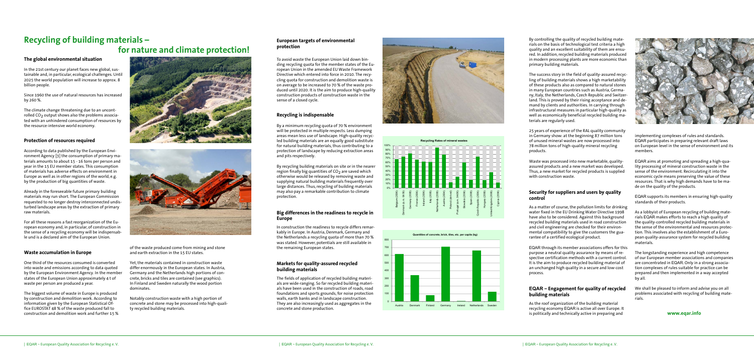# Recycling of building materials – for nature and climate protection!

## The global environmental situation

In the 21st century our planet faces new global, sustainable and, in particular, ecological challenges. Until 2025 the world population will increase to approx. 8 billion people.

Since 1960 the use of natural resources has increased by 260 %.

The climate change threatening due to an uncontrolled $CO_2$ output shows also the problems associated with an unhindered consumption of resources by the resource-intensive world economy.

## Protection of resources required

According to data published by the European Environment Agency [3] the consumption of primary materials amounts to about 15 - 16 tons per person and year in the 15 EU member states. This consumption of materials has adverse effects on environment in Europe as well as in other regions of the world, e.g. by the production of big quantities of waste.

Already in the foreseeable future primary building materials may run short. The European Commission requested to no longer destroy interconnected undisturbed landscape areas by the extraction of primary raw materials.

For all these reasons a fast reorganization of the European economy and, in particular, of construction in the sense of a recycling economy will be indispensable und is a declared aim of the European Union.

## Waste accumulation in Europe

One third of the resources consumed is converted into waste and emissions according to data quoted by the European Environment Agency. In the member states of the European Union approximately 4 t of waste per user are produced a year.

The biggest volume of waste in Europe is produced by construction and demolition work. According to information given by the European Statistical Office EUROSTAT 48 % of the waste produced fall to construction and demolition work and further 15 % of the waste produced come from mining and stone and earth extraction in the 15 EU states.

Yet, the materials contained in construction waste differ enormously in the European states. In Austria, Germany and the Netherlands high portions of concrete, bricks and tiles are contained (see graphics). In Finland and Sweden naturally the wood portion dominates.

Notably construction waste with a high portion of concrete and stone may be processed into high-quality recycled building materials.

## European targets of environmental protection

To avoid waste the European Union laid down binding recycling quota for the member states of the European Union in the amended EU Waste Framework Directive which entered into force in 2010. The recycling quota for construction and demolition waste is on average to be increased to 70 % of the waste produced until 2020. It is the aim to produce high-quality construction products of construction waste in the sense of a closed cycle.

## Recycling is indispensable

By a minimum recycling quota of 70 % environment will be protected in multiple respects. Less dumping areas mean less use of landscape. High-quality recycled building materials are an equally good substitute for natural building materials, thus contributing to a protection of landscape by reducing extraction areas and pits respectively.

By recycling building materials on site or in the nearer region finally big quantities of $CO_2$ are saved which otherwise would be released by removing waste and supplying natural building materials frequently over large distances. Thus, recycling of building materials may also pay a remarkable contribution to climate protection.

## Big differences in the readiness to recycle in Europe

In construction the readiness to recycle differs remarkably in Europe. In Austria, Denmark, Germany and the Netherlands a recycling quota of more than 70 % was stated. However, potentials are still available in the remaining European states.

## Markets for quality-assured recycled building materials

The fields of application of recycled building materials are wide-ranging. So far recycled building materials have been used in the construction of roads, road foundations and sports grounds, for noise protection walls, earth banks and in landscape construction. They are also increasingly used as aggregates in the concrete and stone production.

**Recycling Rates of mineral wastes**

100%
90%
80%
70%
60%
50%
40%
30%
20%
10%
0%

Belgium (2006)
Denmark (b.n. 06/05)
Germany (2006)
France (2006)
Ireland (2006)
Italy (2006)
Netherlands (2006)
Austria (2004)
Poland (abroad)
Portugal (b.n. 06/05)
Slovakia (2006)
Spain (2006)
Czech Republic (2006)
Hungary (2006)
United Kingdom (2006)
Cyprus (2006)

**Quantities of concrete, brick, tiles, etc. per capita (kg)**

800
700
600
500
400
300
200
100
0

Austria
Denmark
Finland
Germany
Ireland
Netherlands
Sweden

By controlling the quality of recycled building materials on the basis of technological test criteria a high quality and an excellent suitability of them are ensured. In addition, recycled building materials produced in modern processing plants are more economic than primary building materials.

The success story in the field of quality-assured recycling of building materials shows a high marketability of these products also as compared to natural stones in many European countries such as Austria, Germany, Italy, the Netherlands, Czech Republic and Switzerland. This is proved by their rising acceptance and demand by clients and authorities. In carrying through infrastructural measures in particular high-quality as well as economically beneficial recycled building materials are regularly used.

25 years of experience of the RAL quality community in Germany show: at the beginning 87 million tons of unused mineral wastes are now processed into 78 million tons of high-quality mineral recycling products.

Waste was processed into new marketable, quality-assured products and a new market was developed. Thus, a new market for recycled products is supplied with construction waste.

## Security for suppliers and users by quality control

As a matter of course, the pollution limits for drinking water fixed in the EU Drinking Water Directive 1998 have also to be considered. Against this background recycled building materials used in road construction and civil engineering are checked for their environmental compatibility to give the customers the guarantee of a certified ecological product.

EQAR through its member associations offers for this purpose a neutral quality assurance by means of respective certification methods with a current control. It is the aim to produce recycled building material of an unchanged high quality in a secure and low-cost process.

## EQAR – Engagement for quality of recycled building materials

As the roof organization of the building material recycling economy EQAR is active all over Europe. It is politically and technically active in preparing and implementing complexes of rules and standards. EQAR participates in preparing relevant draft laws on European level in the sense of environment and its members.

EQAR aims at promoting and spreading a high-quality processing of mineral construction waste in the sense of the environment. Recirculating it into the economic cycle means preserving the value of these resources. That is why high demands have to be made on the quality of the products.

EQAR supports its members in ensuring high-quality standards of their products.

As a lobbyist of European recycling of building materials EQAR makes efforts to reach a high quality of the quality-controlled recycled building materials in the sense of the environmental and resources protection. This involves also the establishment of a European quality-assurance system for recycled building materials.

The longstanding experience and high competence of our European member associations and companies are concentrated in EQAR. Only in a strong association complexes of rules suitable for practice can be prepared and then implemented in a way accepted by all.

We shall be pleased to inform and advise you on all problems associated with recycling of building materials.

**www.eqar.info**